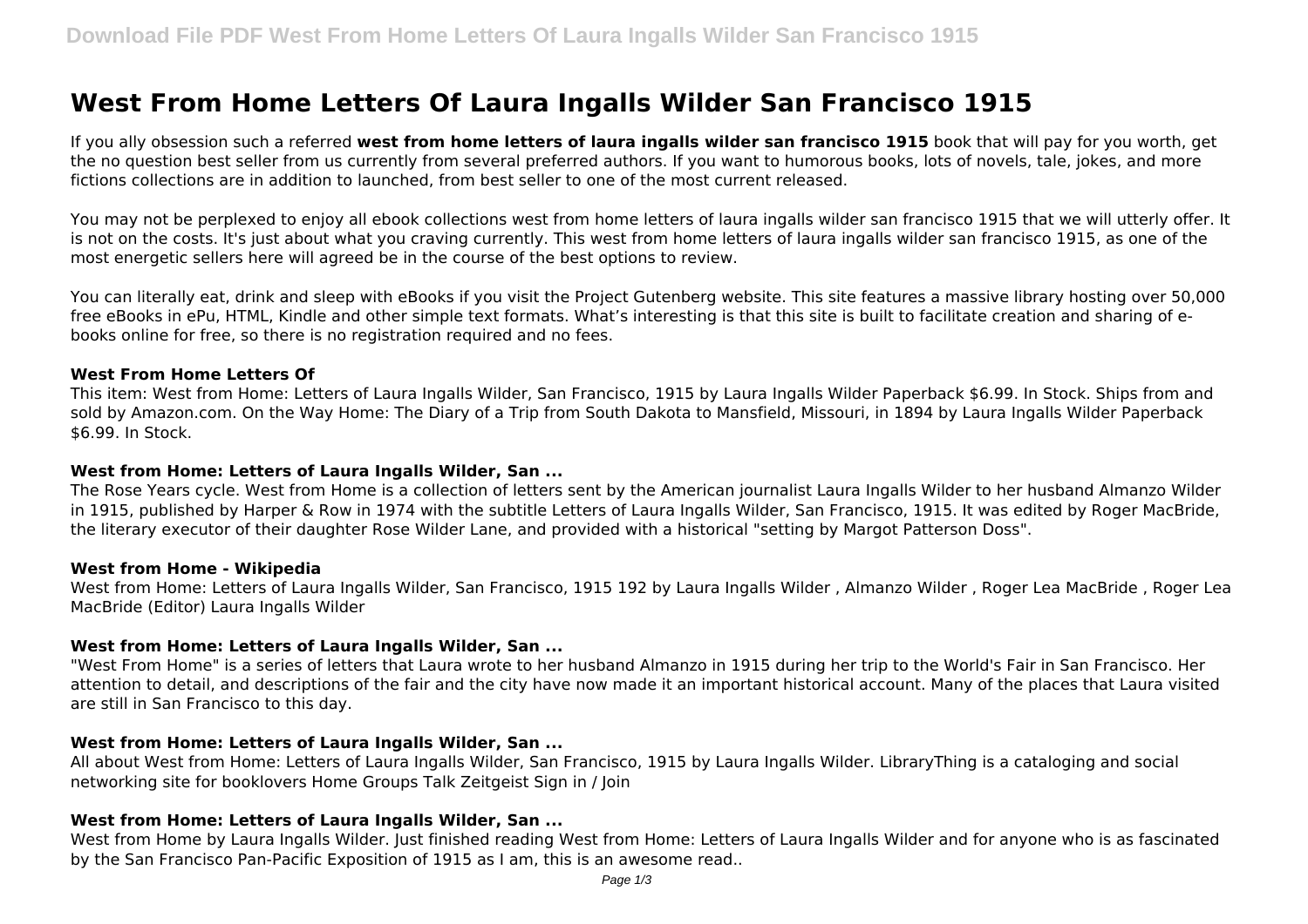# West From Home Letters Of Laura Ingalls Wilder San Francisco 1915

If you ally obsession such a referred **west from home letters of laura ingalls wilder san francisco 1915** book that will pay for you worth, get the no question best seller from us currently from several preferred authors. If you want to humorous books, lots of novels, tale, jokes, and more fictions collections are in addition to launched, from best seller to one of the most current released.

You may not be perplexed to enjoy all ebook collections west from home letters of laura ingalls wilder san francisco 1915 that we will utterly offer. It is not on the costs. It's just about what you craving currently. This west from home letters of laura ingalls wilder san francisco 1915, as one of the most energetic sellers here will agreed be in the course of the best options to review.

You can literally eat, drink and sleep with eBooks if you visit the Project Gutenberg website. This site features a massive library hosting over 50,000 free eBooks in ePu, HTML, Kindle and other simple text formats. What's interesting is that this site is built to facilitate creation and sharing of e-books online for free, so there is no registration required and no fees.

#### West From Home Letters Of

This item: West from Home: Letters of Laura Ingalls Wilder, San Francisco, 1915 by Laura Ingalls Wilder Paperback $6.99. In Stock. Ships from and sold by Amazon.com. On the Way Home: The Diary of a Trip from South Dakota to Mansfield, Missouri, in 1894 by Laura Ingalls Wilder Paperback $6.99. In Stock.

#### West from Home: Letters of Laura Ingalls Wilder, San ...

The Rose Years cycle. West from Home is a collection of letters sent by the American journalist Laura Ingalls Wilder to her husband Almanzo Wilder in 1915, published by Harper & Row in 1974 with the subtitle Letters of Laura Ingalls Wilder, San Francisco, 1915. It was edited by Roger MacBride, the literary executor of their daughter Rose Wilder Lane, and provided with a historical "setting by Margot Patterson Doss".

#### West from Home - Wikipedia

West from Home: Letters of Laura Ingalls Wilder, San Francisco, 1915 192 by Laura Ingalls Wilder , Almanzo Wilder , Roger Lea MacBride , Roger Lea MacBride (Editor) Laura Ingalls Wilder

#### West from Home: Letters of Laura Ingalls Wilder, San ...

"West From Home" is a series of letters that Laura wrote to her husband Almanzo in 1915 during her trip to the World's Fair in San Francisco. Her attention to detail, and descriptions of the fair and the city have now made it an important historical account. Many of the places that Laura visited are still in San Francisco to this day.

#### West from Home: Letters of Laura Ingalls Wilder, San ...

All about West from Home: Letters of Laura Ingalls Wilder, San Francisco, 1915 by Laura Ingalls Wilder. LibraryThing is a cataloging and social networking site for booklovers Home Groups Talk Zeitgeist Sign in / Join

#### West from Home: Letters of Laura Ingalls Wilder, San ...

West from Home by Laura Ingalls Wilder. Just finished reading West from Home: Letters of Laura Ingalls Wilder and for anyone who is as fascinated by the San Francisco Pan-Pacific Exposition of 1915 as I am, this is an awesome read..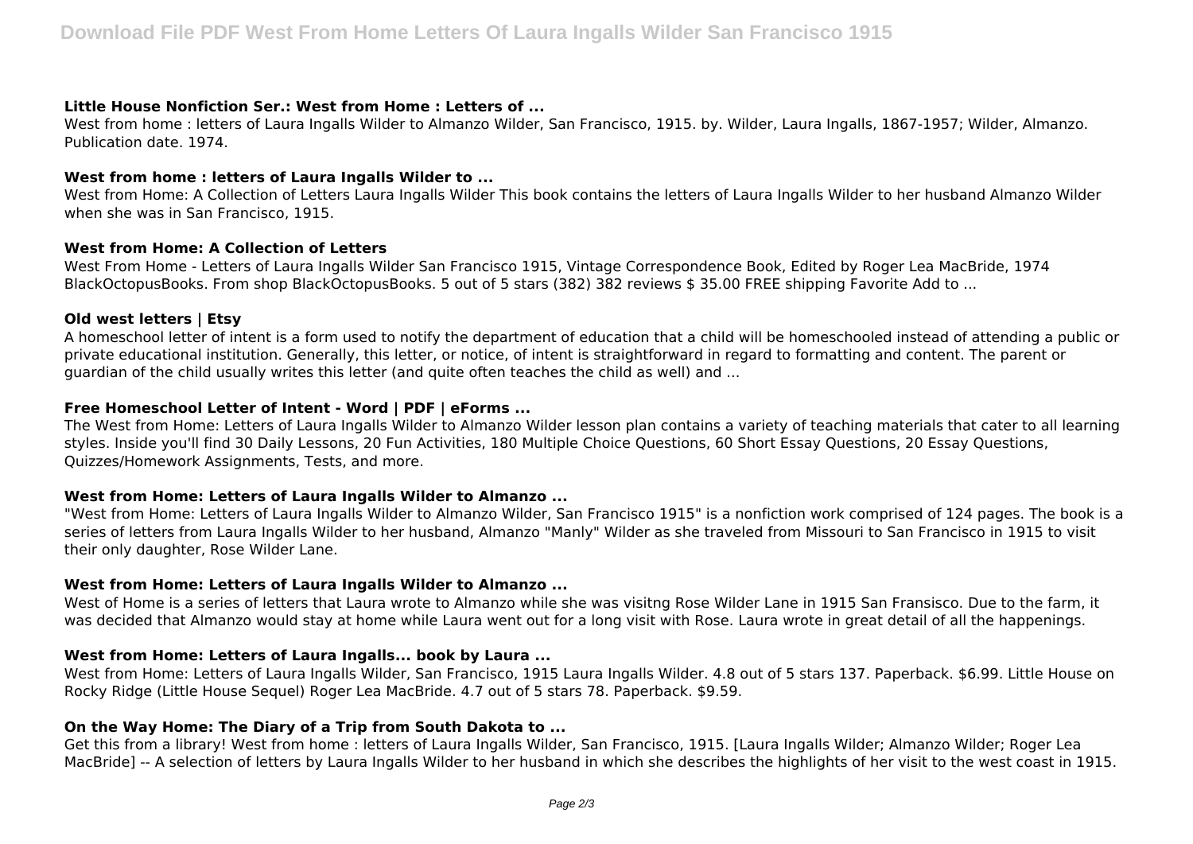### Little House Nonfiction Ser.: West from Home : Letters of ...

West from home : letters of Laura Ingalls Wilder to Almanzo Wilder, San Francisco, 1915. by. Wilder, Laura Ingalls, 1867-1957; Wilder, Almanzo. Publication date. 1974.

### West from home : letters of Laura Ingalls Wilder to ...

West from Home: A Collection of Letters Laura Ingalls Wilder This book contains the letters of Laura Ingalls Wilder to her husband Almanzo Wilder when she was in San Francisco, 1915.

### West from Home: A Collection of Letters

West From Home - Letters of Laura Ingalls Wilder San Francisco 1915, Vintage Correspondence Book, Edited by Roger Lea MacBride, 1974 BlackOctopusBooks. From shop BlackOctopusBooks. 5 out of 5 stars (382) 382 reviews $ 35.00 FREE shipping Favorite Add to ...

### Old west letters | Etsy

A homeschool letter of intent is a form used to notify the department of education that a child will be homeschooled instead of attending a public or private educational institution. Generally, this letter, or notice, of intent is straightforward in regard to formatting and content. The parent or guardian of the child usually writes this letter (and quite often teaches the child as well) and ...

### Free Homeschool Letter of Intent - Word | PDF | eForms ...

The West from Home: Letters of Laura Ingalls Wilder to Almanzo Wilder lesson plan contains a variety of teaching materials that cater to all learning styles. Inside you'll find 30 Daily Lessons, 20 Fun Activities, 180 Multiple Choice Questions, 60 Short Essay Questions, 20 Essay Questions, Quizzes/Homework Assignments, Tests, and more.

### West from Home: Letters of Laura Ingalls Wilder to Almanzo ...

"West from Home: Letters of Laura Ingalls Wilder to Almanzo Wilder, San Francisco 1915" is a nonfiction work comprised of 124 pages. The book is a series of letters from Laura Ingalls Wilder to her husband, Almanzo "Manly" Wilder as she traveled from Missouri to San Francisco in 1915 to visit their only daughter, Rose Wilder Lane.

### West from Home: Letters of Laura Ingalls Wilder to Almanzo ...

West of Home is a series of letters that Laura wrote to Almanzo while she was visitng Rose Wilder Lane in 1915 San Fransisco. Due to the farm, it was decided that Almanzo would stay at home while Laura went out for a long visit with Rose. Laura wrote in great detail of all the happenings.

### West from Home: Letters of Laura Ingalls... book by Laura ...

West from Home: Letters of Laura Ingalls Wilder, San Francisco, 1915 Laura Ingalls Wilder. 4.8 out of 5 stars 137. Paperback. $6.99. Little House on Rocky Ridge (Little House Sequel) Roger Lea MacBride. 4.7 out of 5 stars 78. Paperback. $9.59.

### On the Way Home: The Diary of a Trip from South Dakota to ...

Get this from a library! West from home : letters of Laura Ingalls Wilder, San Francisco, 1915. [Laura Ingalls Wilder; Almanzo Wilder; Roger Lea MacBride] -- A selection of letters by Laura Ingalls Wilder to her husband in which she describes the highlights of her visit to the west coast in 1915.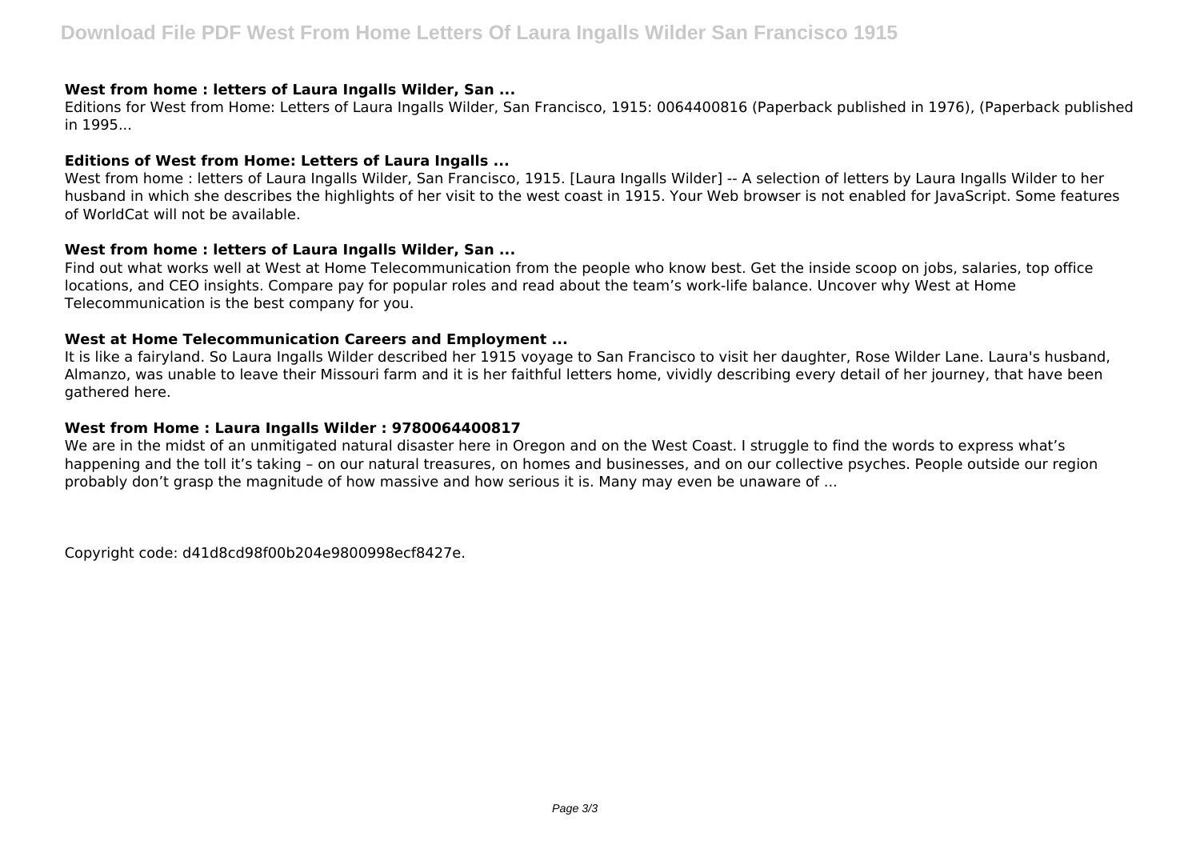### West from home : letters of Laura Ingalls Wilder, San ...

Editions for West from Home: Letters of Laura Ingalls Wilder, San Francisco, 1915: 0064400816 (Paperback published in 1976), (Paperback published in 1995...

### Editions of West from Home: Letters of Laura Ingalls ...

West from home : letters of Laura Ingalls Wilder, San Francisco, 1915. [Laura Ingalls Wilder] -- A selection of letters by Laura Ingalls Wilder to her husband in which she describes the highlights of her visit to the west coast in 1915. Your Web browser is not enabled for JavaScript. Some features of WorldCat will not be available.

### West from home : letters of Laura Ingalls Wilder, San ...

Find out what works well at West at Home Telecommunication from the people who know best. Get the inside scoop on jobs, salaries, top office locations, and CEO insights. Compare pay for popular roles and read about the team's work-life balance. Uncover why West at Home Telecommunication is the best company for you.

### West at Home Telecommunication Careers and Employment ...

It is like a fairyland. So Laura Ingalls Wilder described her 1915 voyage to San Francisco to visit her daughter, Rose Wilder Lane. Laura's husband, Almanzo, was unable to leave their Missouri farm and it is her faithful letters home, vividly describing every detail of her journey, that have been gathered here.

### West from Home : Laura Ingalls Wilder : 9780064400817

We are in the midst of an unmitigated natural disaster here in Oregon and on the West Coast. I struggle to find the words to express what's happening and the toll it's taking – on our natural treasures, on homes and businesses, and on our collective psyches. People outside our region probably don't grasp the magnitude of how massive and how serious it is. Many may even be unaware of ...

Copyright code: d41d8cd98f00b204e9800998ecf8427e.